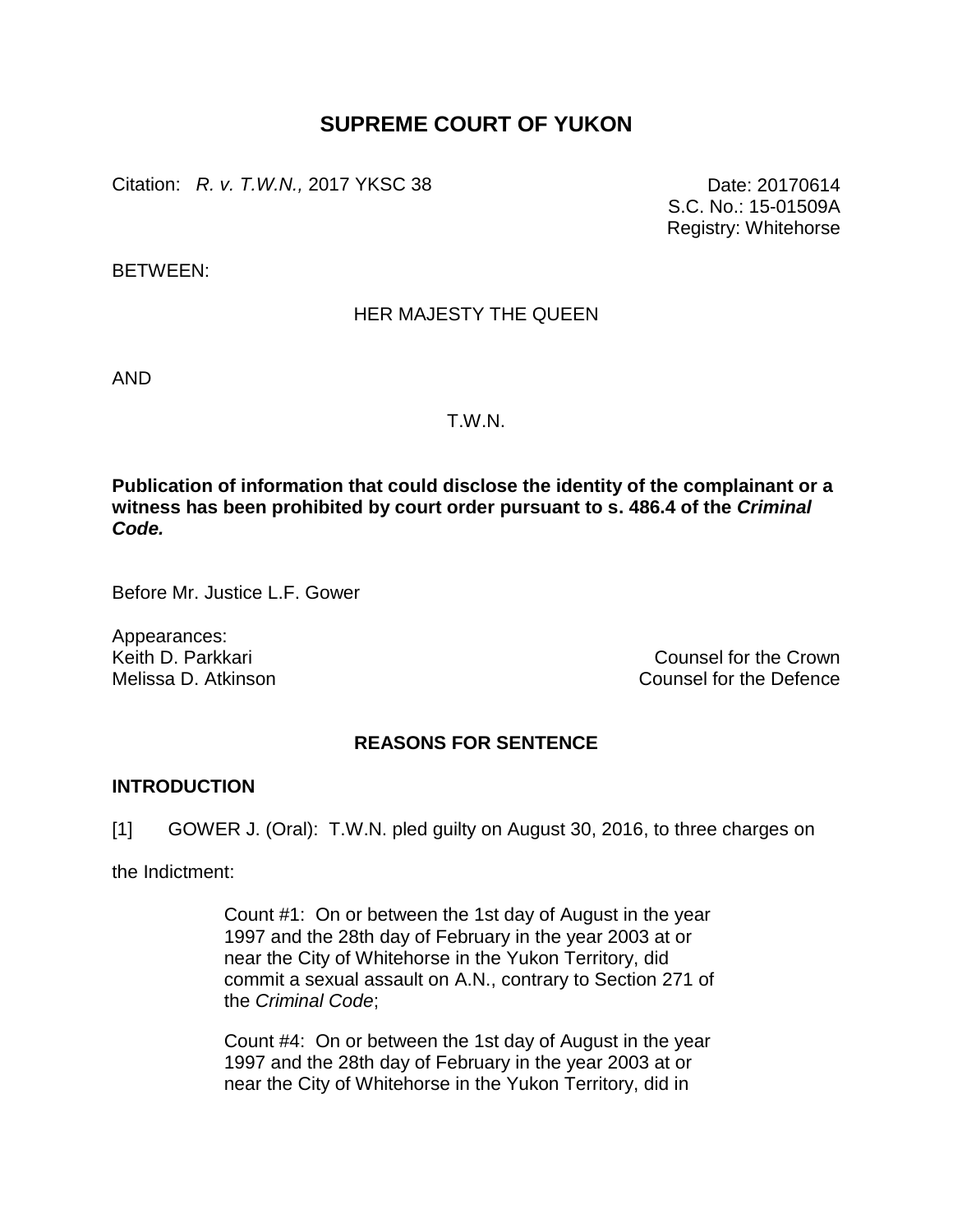# SUPREME COURT OF YUKON

Citation: *R. v. T.W.N.,* 2017 YKSC 38

Date: 20170614
S.C. No.: 15-01509A
Registry: Whitehorse

BETWEEN:

HER MAJESTY THE QUEEN

AND

T.W.N.

**Publication of information that could disclose the identity of the complainant or a witness has been prohibited by court order pursuant to s. 486.4 of the *Criminal Code.***

Before Mr. Justice L.F. Gower

Appearances:
Keith D. Parkkari — Counsel for the Crown
Melissa D. Atkinson — Counsel for the Defence

## REASONS FOR SENTENCE

### INTRODUCTION

[1] GOWER J. (Oral): T.W.N. pled guilty on August 30, 2016, to three charges on the Indictment:

> Count #1: On or between the 1st day of August in the year 1997 and the 28th day of February in the year 2003 at or near the City of Whitehorse in the Yukon Territory, did commit a sexual assault on A.N., contrary to Section 271 of the *Criminal Code*;
>
> Count #4: On or between the 1st day of August in the year 1997 and the 28th day of February in the year 2003 at or near the City of Whitehorse in the Yukon Territory, did in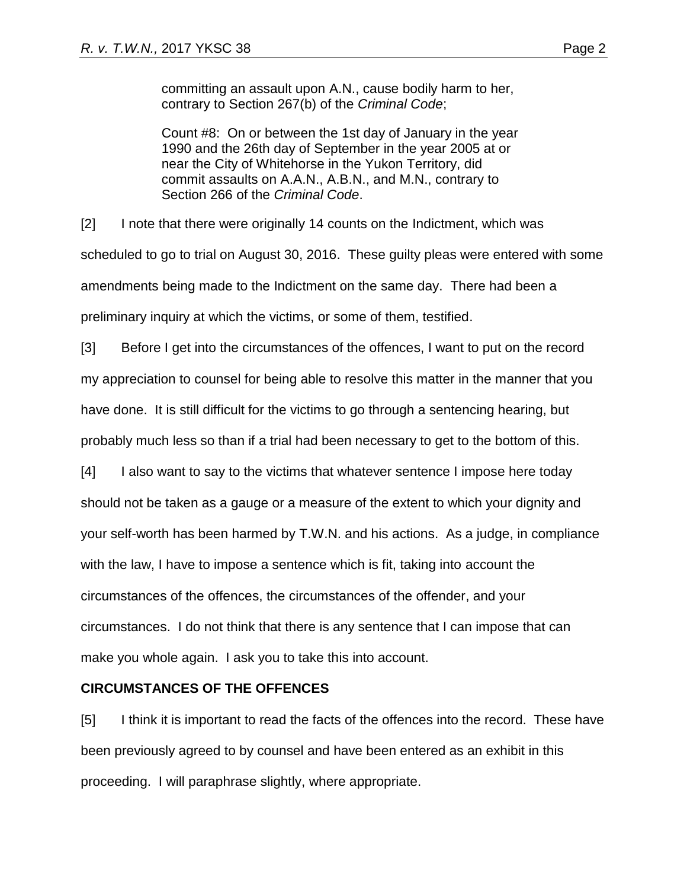committing an assault upon A.N., cause bodily harm to her, contrary to Section 267(b) of the *Criminal Code*;

Count #8: On or between the 1st day of January in the year 1990 and the 26th day of September in the year 2005 at or near the City of Whitehorse in the Yukon Territory, did commit assaults on A.A.N., A.B.N., and M.N., contrary to Section 266 of the *Criminal Code*.

[2] I note that there were originally 14 counts on the Indictment, which was scheduled to go to trial on August 30, 2016. These guilty pleas were entered with some amendments being made to the Indictment on the same day. There had been a preliminary inquiry at which the victims, or some of them, testified.

[3] Before I get into the circumstances of the offences, I want to put on the record my appreciation to counsel for being able to resolve this matter in the manner that you have done. It is still difficult for the victims to go through a sentencing hearing, but probably much less so than if a trial had been necessary to get to the bottom of this.

[4] I also want to say to the victims that whatever sentence I impose here today should not be taken as a gauge or a measure of the extent to which your dignity and your self-worth has been harmed by T.W.N. and his actions. As a judge, in compliance with the law, I have to impose a sentence which is fit, taking into account the circumstances of the offences, the circumstances of the offender, and your circumstances. I do not think that there is any sentence that I can impose that can make you whole again. I ask you to take this into account.

## CIRCUMSTANCES OF THE OFFENCES

[5] I think it is important to read the facts of the offences into the record. These have been previously agreed to by counsel and have been entered as an exhibit in this proceeding. I will paraphrase slightly, where appropriate.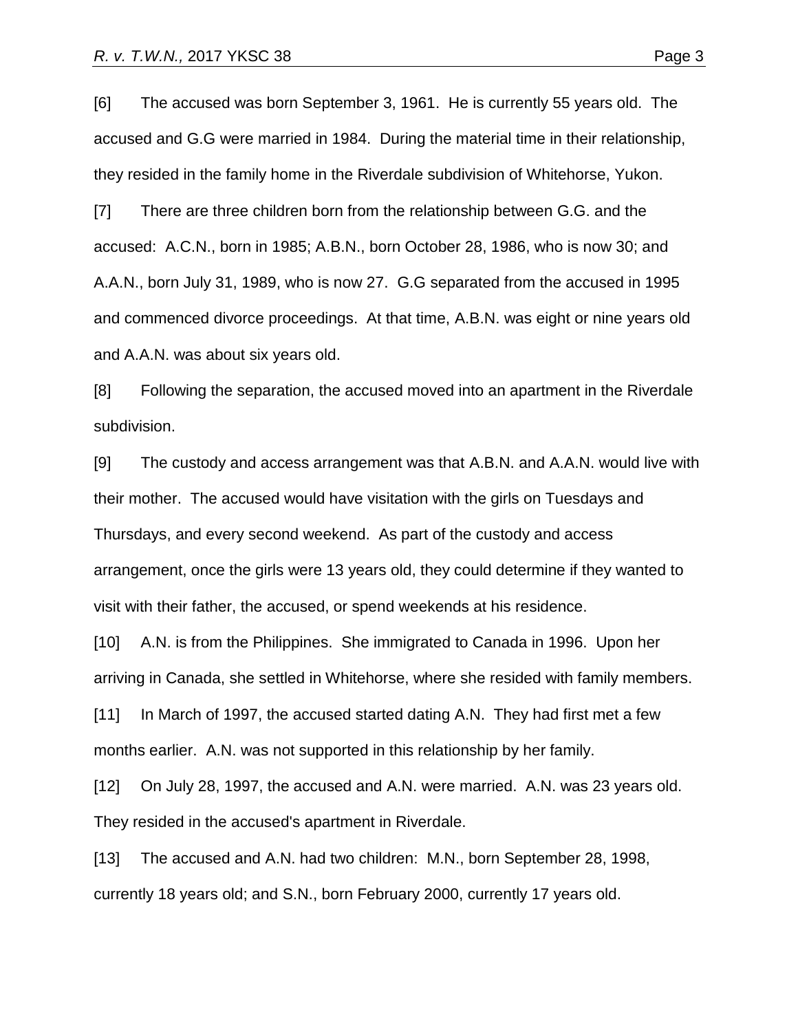[6] The accused was born September 3, 1961. He is currently 55 years old. The accused and G.G were married in 1984. During the material time in their relationship, they resided in the family home in the Riverdale subdivision of Whitehorse, Yukon.

[7] There are three children born from the relationship between G.G. and the accused: A.C.N., born in 1985; A.B.N., born October 28, 1986, who is now 30; and A.A.N., born July 31, 1989, who is now 27. G.G separated from the accused in 1995 and commenced divorce proceedings. At that time, A.B.N. was eight or nine years old and A.A.N. was about six years old.

[8] Following the separation, the accused moved into an apartment in the Riverdale subdivision.

[9] The custody and access arrangement was that A.B.N. and A.A.N. would live with their mother. The accused would have visitation with the girls on Tuesdays and Thursdays, and every second weekend. As part of the custody and access arrangement, once the girls were 13 years old, they could determine if they wanted to visit with their father, the accused, or spend weekends at his residence.

[10] A.N. is from the Philippines. She immigrated to Canada in 1996. Upon her arriving in Canada, she settled in Whitehorse, where she resided with family members.

[11] In March of 1997, the accused started dating A.N. They had first met a few months earlier. A.N. was not supported in this relationship by her family.

[12] On July 28, 1997, the accused and A.N. were married. A.N. was 23 years old. They resided in the accused's apartment in Riverdale.

[13] The accused and A.N. had two children: M.N., born September 28, 1998, currently 18 years old; and S.N., born February 2000, currently 17 years old.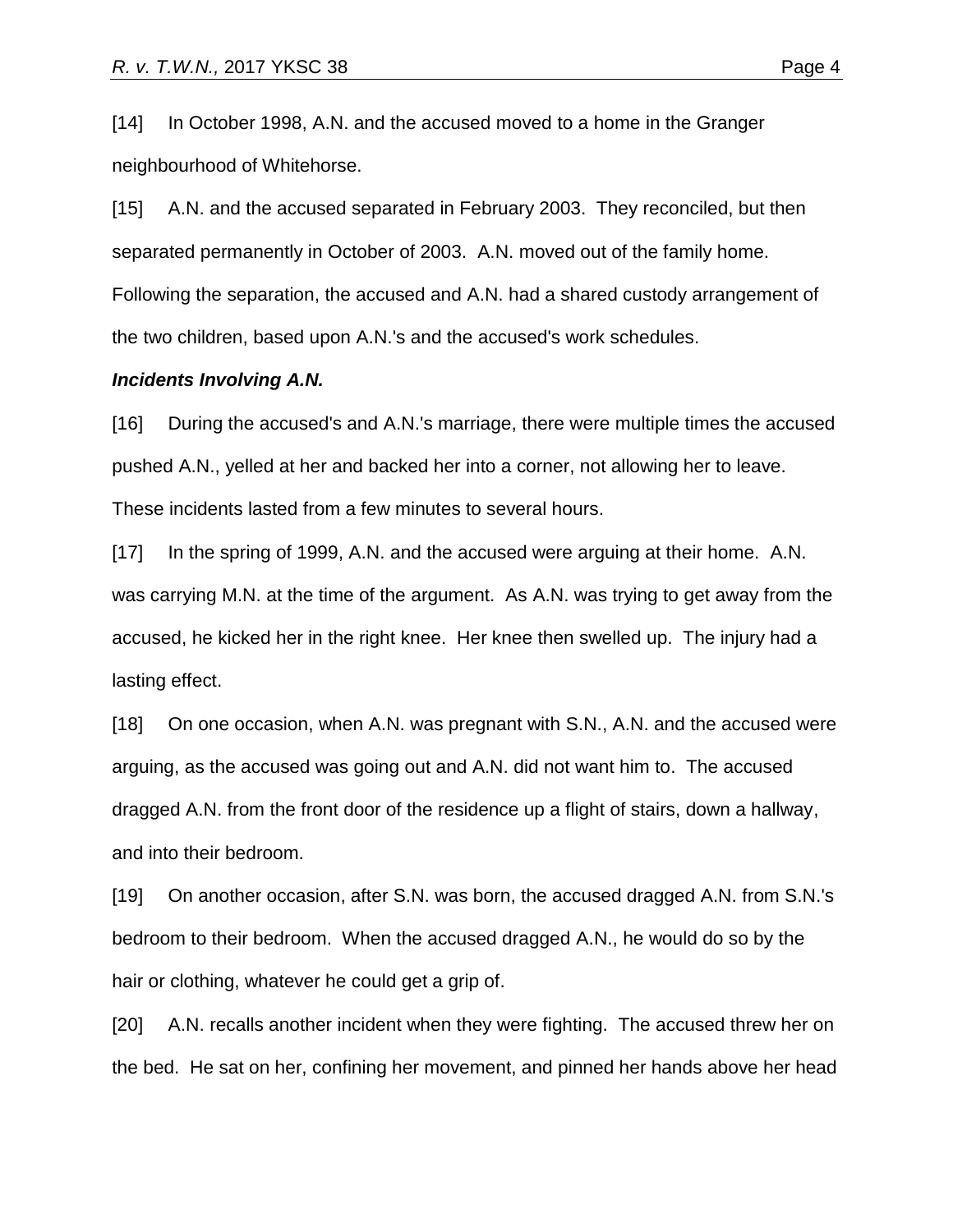[14] In October 1998, A.N. and the accused moved to a home in the Granger neighbourhood of Whitehorse.

[15] A.N. and the accused separated in February 2003. They reconciled, but then separated permanently in October of 2003. A.N. moved out of the family home. Following the separation, the accused and A.N. had a shared custody arrangement of the two children, based upon A.N.'s and the accused's work schedules.

***Incidents Involving A.N.***

[16] During the accused's and A.N.'s marriage, there were multiple times the accused pushed A.N., yelled at her and backed her into a corner, not allowing her to leave. These incidents lasted from a few minutes to several hours.

[17] In the spring of 1999, A.N. and the accused were arguing at their home. A.N. was carrying M.N. at the time of the argument. As A.N. was trying to get away from the accused, he kicked her in the right knee. Her knee then swelled up. The injury had a lasting effect.

[18] On one occasion, when A.N. was pregnant with S.N., A.N. and the accused were arguing, as the accused was going out and A.N. did not want him to. The accused dragged A.N. from the front door of the residence up a flight of stairs, down a hallway, and into their bedroom.

[19] On another occasion, after S.N. was born, the accused dragged A.N. from S.N.'s bedroom to their bedroom. When the accused dragged A.N., he would do so by the hair or clothing, whatever he could get a grip of.

[20] A.N. recalls another incident when they were fighting. The accused threw her on the bed. He sat on her, confining her movement, and pinned her hands above her head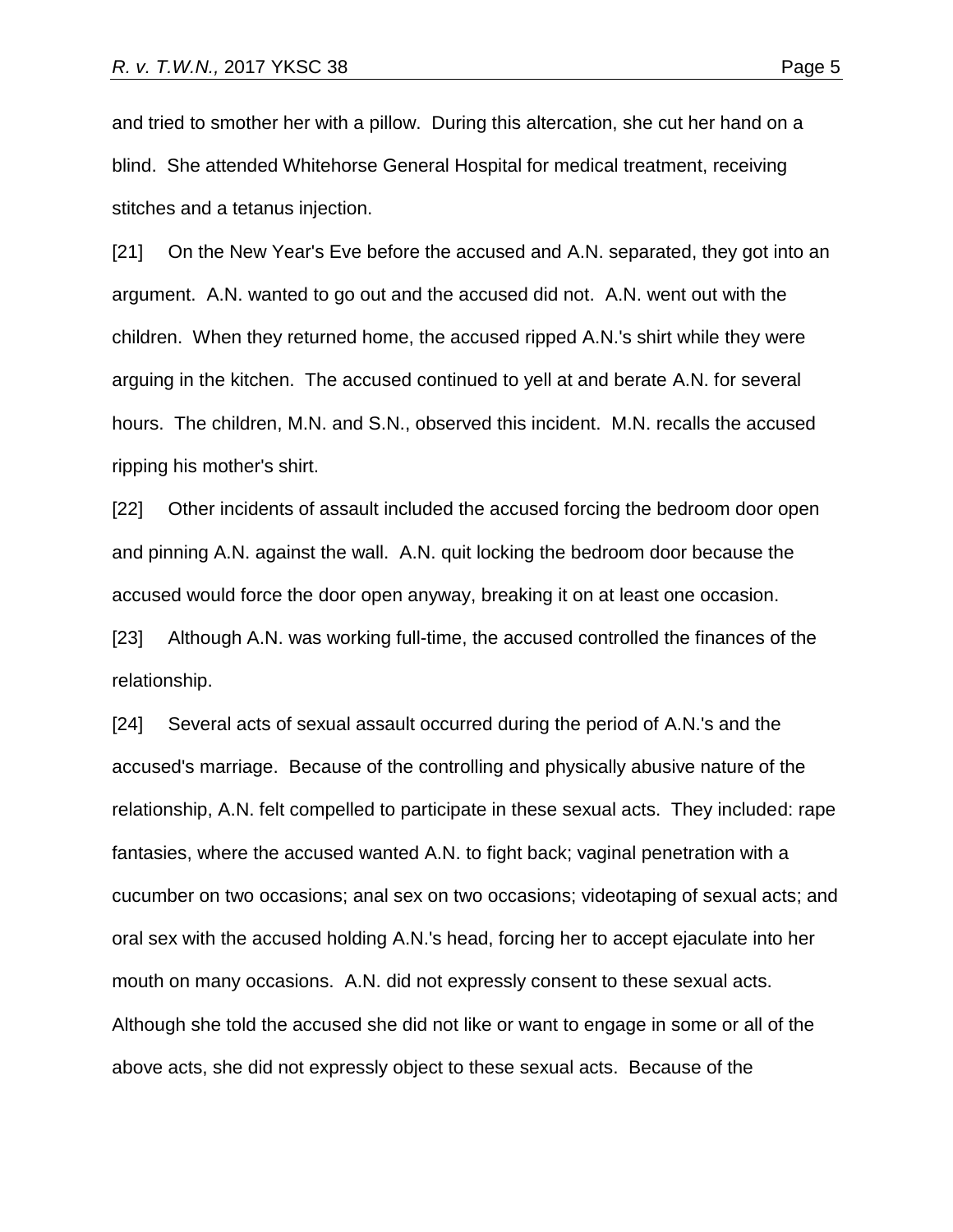and tried to smother her with a pillow. During this altercation, she cut her hand on a blind. She attended Whitehorse General Hospital for medical treatment, receiving stitches and a tetanus injection.

[21] On the New Year's Eve before the accused and A.N. separated, they got into an argument. A.N. wanted to go out and the accused did not. A.N. went out with the children. When they returned home, the accused ripped A.N.'s shirt while they were arguing in the kitchen. The accused continued to yell at and berate A.N. for several hours. The children, M.N. and S.N., observed this incident. M.N. recalls the accused ripping his mother's shirt.

[22] Other incidents of assault included the accused forcing the bedroom door open and pinning A.N. against the wall. A.N. quit locking the bedroom door because the accused would force the door open anyway, breaking it on at least one occasion.

[23] Although A.N. was working full-time, the accused controlled the finances of the relationship.

[24] Several acts of sexual assault occurred during the period of A.N.'s and the accused's marriage. Because of the controlling and physically abusive nature of the relationship, A.N. felt compelled to participate in these sexual acts. They included: rape fantasies, where the accused wanted A.N. to fight back; vaginal penetration with a cucumber on two occasions; anal sex on two occasions; videotaping of sexual acts; and oral sex with the accused holding A.N.'s head, forcing her to accept ejaculate into her mouth on many occasions. A.N. did not expressly consent to these sexual acts. Although she told the accused she did not like or want to engage in some or all of the above acts, she did not expressly object to these sexual acts. Because of the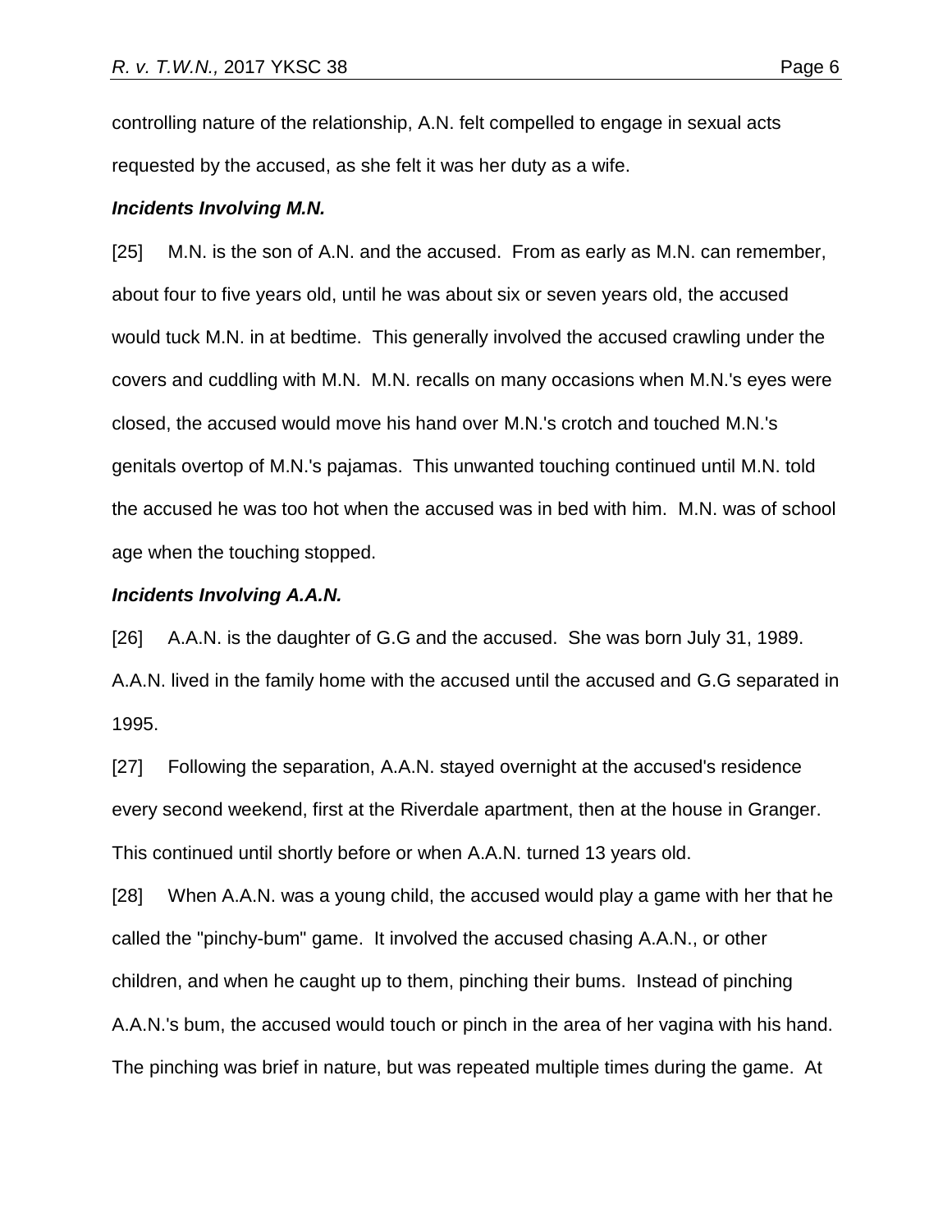controlling nature of the relationship, A.N. felt compelled to engage in sexual acts requested by the accused, as she felt it was her duty as a wife.

***Incidents Involving M.N.***

[25] M.N. is the son of A.N. and the accused. From as early as M.N. can remember, about four to five years old, until he was about six or seven years old, the accused would tuck M.N. in at bedtime. This generally involved the accused crawling under the covers and cuddling with M.N. M.N. recalls on many occasions when M.N.'s eyes were closed, the accused would move his hand over M.N.'s crotch and touched M.N.'s genitals overtop of M.N.'s pajamas. This unwanted touching continued until M.N. told the accused he was too hot when the accused was in bed with him. M.N. was of school age when the touching stopped.

***Incidents Involving A.A.N.***

[26] A.A.N. is the daughter of G.G and the accused. She was born July 31, 1989. A.A.N. lived in the family home with the accused until the accused and G.G separated in 1995.

[27] Following the separation, A.A.N. stayed overnight at the accused's residence every second weekend, first at the Riverdale apartment, then at the house in Granger. This continued until shortly before or when A.A.N. turned 13 years old.

[28] When A.A.N. was a young child, the accused would play a game with her that he called the "pinchy-bum" game. It involved the accused chasing A.A.N., or other children, and when he caught up to them, pinching their bums. Instead of pinching A.A.N.'s bum, the accused would touch or pinch in the area of her vagina with his hand. The pinching was brief in nature, but was repeated multiple times during the game. At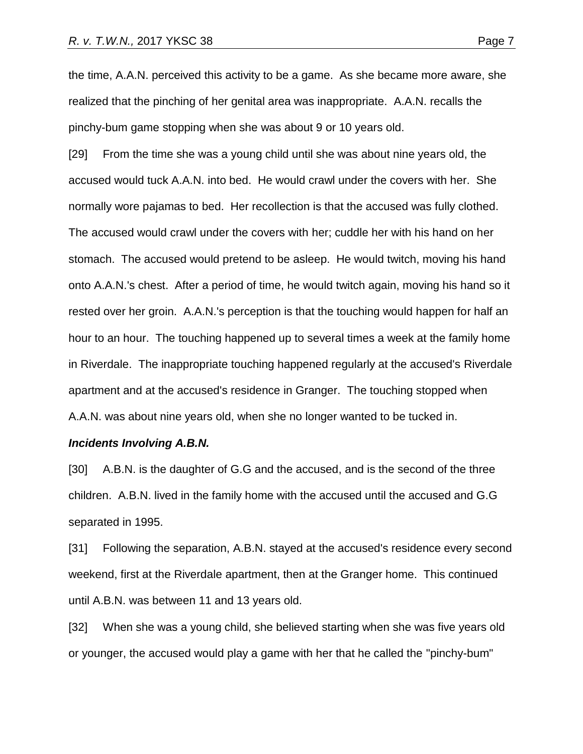the time, A.A.N. perceived this activity to be a game. As she became more aware, she realized that the pinching of her genital area was inappropriate. A.A.N. recalls the pinchy-bum game stopping when she was about 9 or 10 years old.

[29] From the time she was a young child until she was about nine years old, the accused would tuck A.A.N. into bed. He would crawl under the covers with her. She normally wore pajamas to bed. Her recollection is that the accused was fully clothed. The accused would crawl under the covers with her; cuddle her with his hand on her stomach. The accused would pretend to be asleep. He would twitch, moving his hand onto A.A.N.'s chest. After a period of time, he would twitch again, moving his hand so it rested over her groin. A.A.N.'s perception is that the touching would happen for half an hour to an hour. The touching happened up to several times a week at the family home in Riverdale. The inappropriate touching happened regularly at the accused's Riverdale apartment and at the accused's residence in Granger. The touching stopped when A.A.N. was about nine years old, when she no longer wanted to be tucked in.

***Incidents Involving A.B.N.***

[30] A.B.N. is the daughter of G.G and the accused, and is the second of the three children. A.B.N. lived in the family home with the accused until the accused and G.G separated in 1995.

[31] Following the separation, A.B.N. stayed at the accused's residence every second weekend, first at the Riverdale apartment, then at the Granger home. This continued until A.B.N. was between 11 and 13 years old.

[32] When she was a young child, she believed starting when she was five years old or younger, the accused would play a game with her that he called the "pinchy-bum"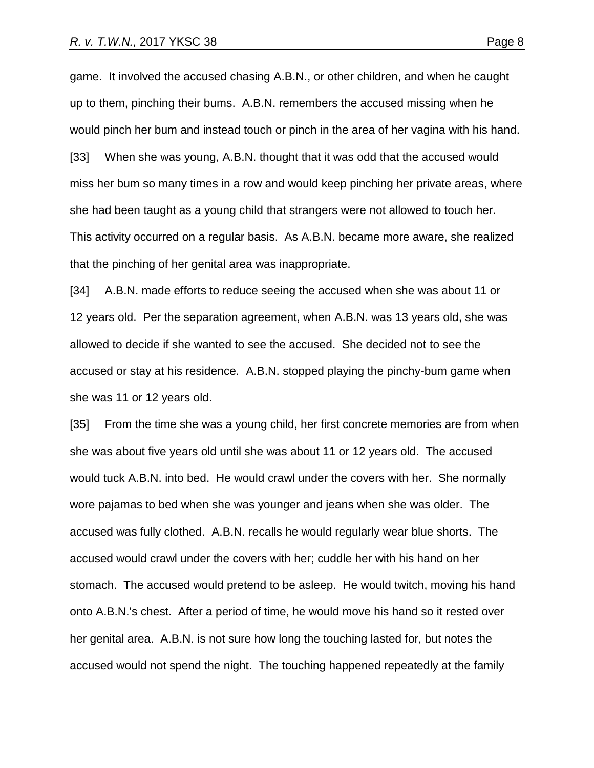game. It involved the accused chasing A.B.N., or other children, and when he caught up to them, pinching their bums. A.B.N. remembers the accused missing when he would pinch her bum and instead touch or pinch in the area of her vagina with his hand.

[33] When she was young, A.B.N. thought that it was odd that the accused would miss her bum so many times in a row and would keep pinching her private areas, where she had been taught as a young child that strangers were not allowed to touch her. This activity occurred on a regular basis. As A.B.N. became more aware, she realized that the pinching of her genital area was inappropriate.

[34] A.B.N. made efforts to reduce seeing the accused when she was about 11 or 12 years old. Per the separation agreement, when A.B.N. was 13 years old, she was allowed to decide if she wanted to see the accused. She decided not to see the accused or stay at his residence. A.B.N. stopped playing the pinchy-bum game when she was 11 or 12 years old.

[35] From the time she was a young child, her first concrete memories are from when she was about five years old until she was about 11 or 12 years old. The accused would tuck A.B.N. into bed. He would crawl under the covers with her. She normally wore pajamas to bed when she was younger and jeans when she was older. The accused was fully clothed. A.B.N. recalls he would regularly wear blue shorts. The accused would crawl under the covers with her; cuddle her with his hand on her stomach. The accused would pretend to be asleep. He would twitch, moving his hand onto A.B.N.'s chest. After a period of time, he would move his hand so it rested over her genital area. A.B.N. is not sure how long the touching lasted for, but notes the accused would not spend the night. The touching happened repeatedly at the family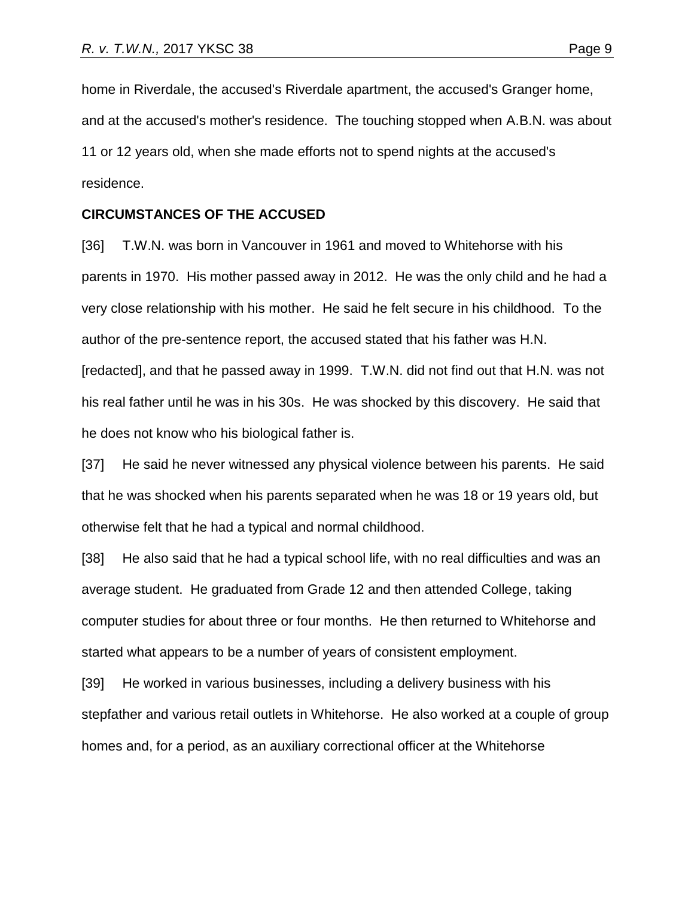home in Riverdale, the accused's Riverdale apartment, the accused's Granger home, and at the accused's mother's residence. The touching stopped when A.B.N. was about 11 or 12 years old, when she made efforts not to spend nights at the accused's residence.

**CIRCUMSTANCES OF THE ACCUSED**

[36] T.W.N. was born in Vancouver in 1961 and moved to Whitehorse with his parents in 1970. His mother passed away in 2012. He was the only child and he had a very close relationship with his mother. He said he felt secure in his childhood. To the author of the pre-sentence report, the accused stated that his father was H.N. [redacted], and that he passed away in 1999. T.W.N. did not find out that H.N. was not his real father until he was in his 30s. He was shocked by this discovery. He said that he does not know who his biological father is.

[37] He said he never witnessed any physical violence between his parents. He said that he was shocked when his parents separated when he was 18 or 19 years old, but otherwise felt that he had a typical and normal childhood.

[38] He also said that he had a typical school life, with no real difficulties and was an average student. He graduated from Grade 12 and then attended College, taking computer studies for about three or four months. He then returned to Whitehorse and started what appears to be a number of years of consistent employment.

[39] He worked in various businesses, including a delivery business with his stepfather and various retail outlets in Whitehorse. He also worked at a couple of group homes and, for a period, as an auxiliary correctional officer at the Whitehorse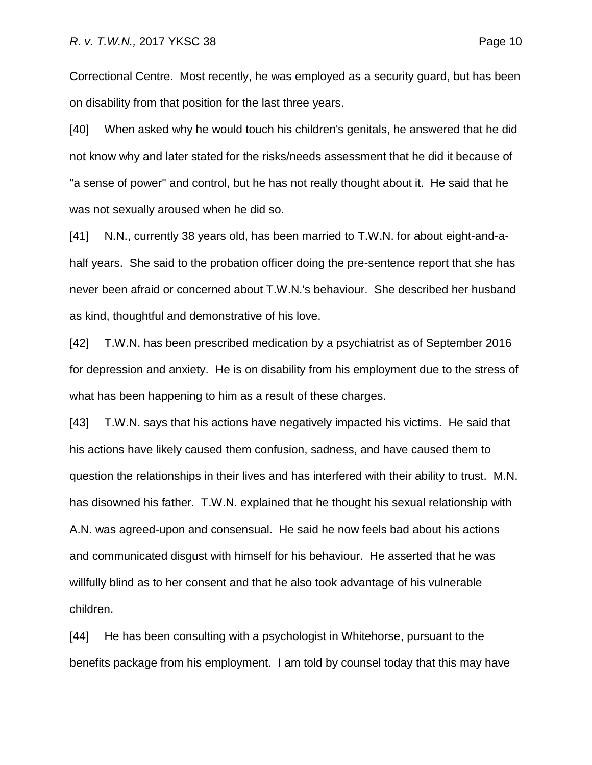Correctional Centre. Most recently, he was employed as a security guard, but has been on disability from that position for the last three years.

[40] When asked why he would touch his children's genitals, he answered that he did not know why and later stated for the risks/needs assessment that he did it because of "a sense of power" and control, but he has not really thought about it. He said that he was not sexually aroused when he did so.

[41] N.N., currently 38 years old, has been married to T.W.N. for about eight-and-a-half years. She said to the probation officer doing the pre-sentence report that she has never been afraid or concerned about T.W.N.'s behaviour. She described her husband as kind, thoughtful and demonstrative of his love.

[42] T.W.N. has been prescribed medication by a psychiatrist as of September 2016 for depression and anxiety. He is on disability from his employment due to the stress of what has been happening to him as a result of these charges.

[43] T.W.N. says that his actions have negatively impacted his victims. He said that his actions have likely caused them confusion, sadness, and have caused them to question the relationships in their lives and has interfered with their ability to trust. M.N. has disowned his father. T.W.N. explained that he thought his sexual relationship with A.N. was agreed-upon and consensual. He said he now feels bad about his actions and communicated disgust with himself for his behaviour. He asserted that he was willfully blind as to her consent and that he also took advantage of his vulnerable children.

[44] He has been consulting with a psychologist in Whitehorse, pursuant to the benefits package from his employment. I am told by counsel today that this may have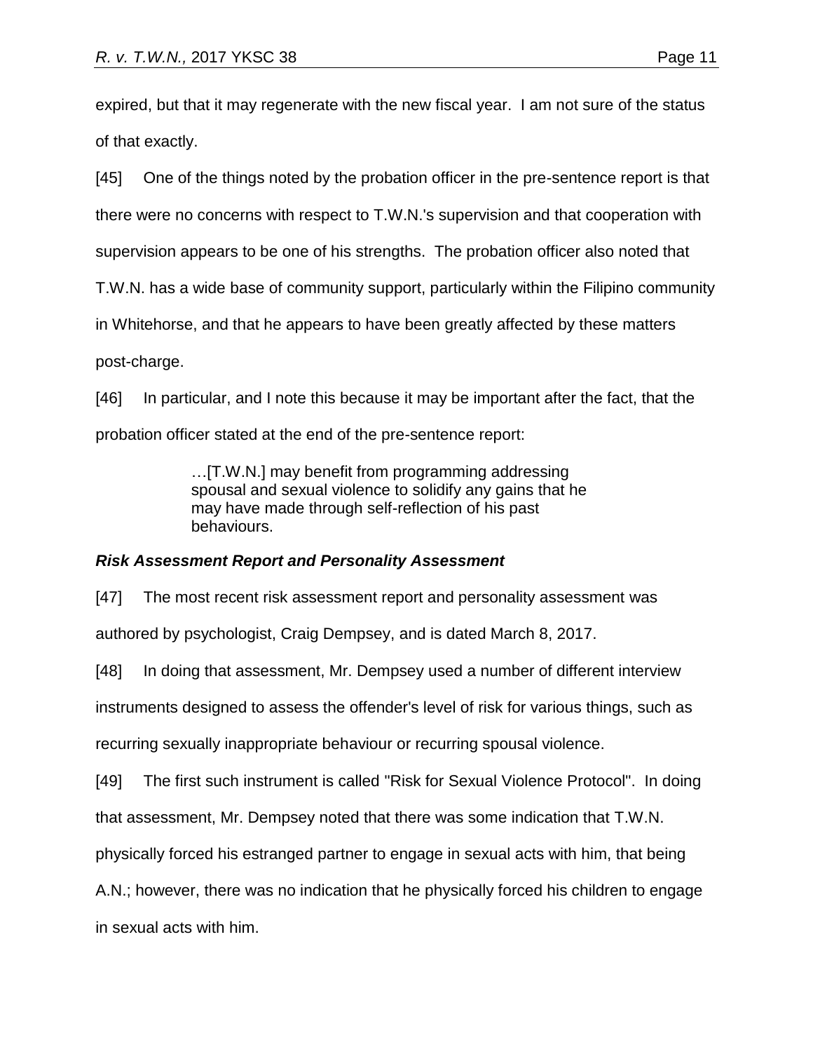expired, but that it may regenerate with the new fiscal year. I am not sure of the status of that exactly.

[45] One of the things noted by the probation officer in the pre-sentence report is that there were no concerns with respect to T.W.N.'s supervision and that cooperation with supervision appears to be one of his strengths. The probation officer also noted that T.W.N. has a wide base of community support, particularly within the Filipino community in Whitehorse, and that he appears to have been greatly affected by these matters post-charge.

[46] In particular, and I note this because it may be important after the fact, that the probation officer stated at the end of the pre-sentence report:

> …[T.W.N.] may benefit from programming addressing spousal and sexual violence to solidify any gains that he may have made through self-reflection of his past behaviours.

### *Risk Assessment Report and Personality Assessment*

[47] The most recent risk assessment report and personality assessment was authored by psychologist, Craig Dempsey, and is dated March 8, 2017.

[48] In doing that assessment, Mr. Dempsey used a number of different interview instruments designed to assess the offender's level of risk for various things, such as recurring sexually inappropriate behaviour or recurring spousal violence.

[49] The first such instrument is called "Risk for Sexual Violence Protocol". In doing that assessment, Mr. Dempsey noted that there was some indication that T.W.N. physically forced his estranged partner to engage in sexual acts with him, that being A.N.; however, there was no indication that he physically forced his children to engage in sexual acts with him.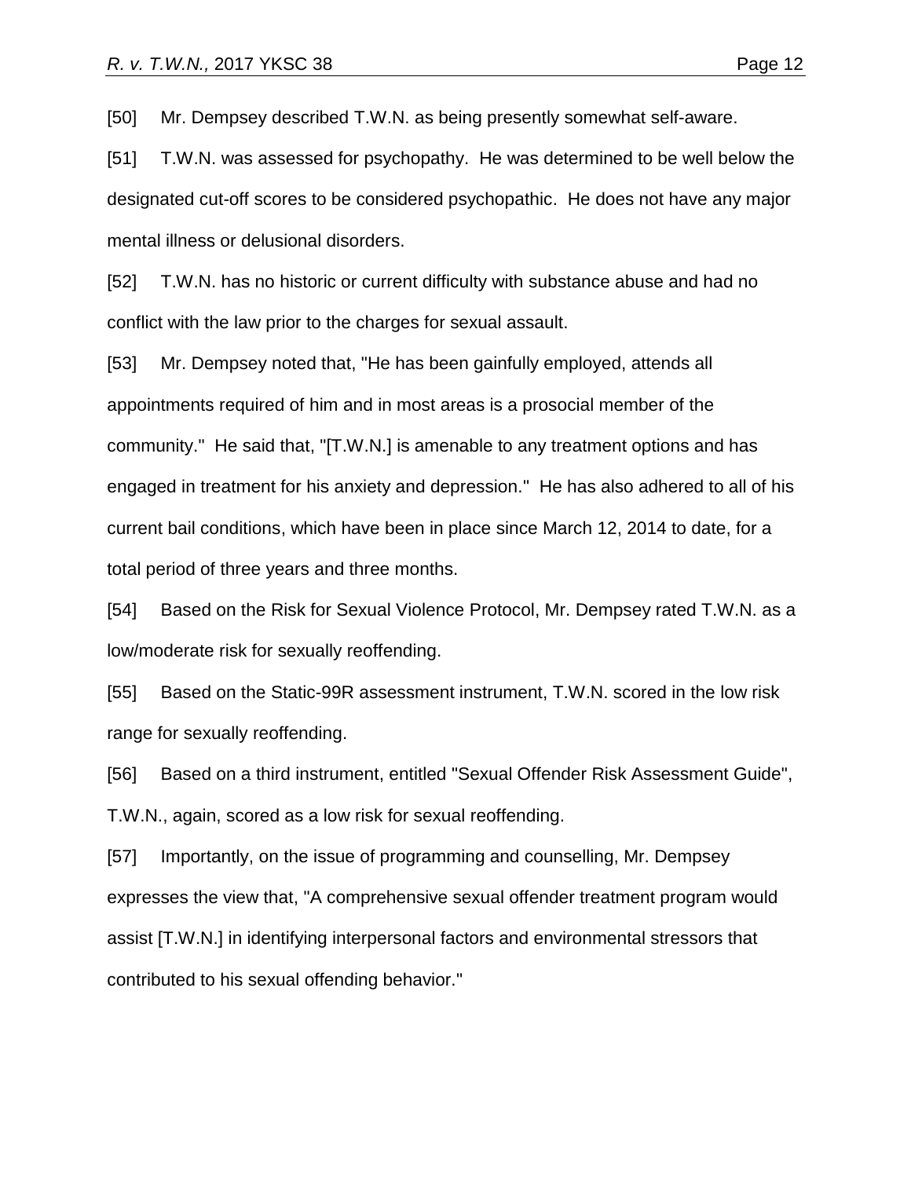[50] Mr. Dempsey described T.W.N. as being presently somewhat self-aware.

[51] T.W.N. was assessed for psychopathy. He was determined to be well below the designated cut-off scores to be considered psychopathic. He does not have any major mental illness or delusional disorders.

[52] T.W.N. has no historic or current difficulty with substance abuse and had no conflict with the law prior to the charges for sexual assault.

[53] Mr. Dempsey noted that, "He has been gainfully employed, attends all appointments required of him and in most areas is a prosocial member of the community." He said that, "[T.W.N.] is amenable to any treatment options and has engaged in treatment for his anxiety and depression." He has also adhered to all of his current bail conditions, which have been in place since March 12, 2014 to date, for a total period of three years and three months.

[54] Based on the Risk for Sexual Violence Protocol, Mr. Dempsey rated T.W.N. as a low/moderate risk for sexually reoffending.

[55] Based on the Static-99R assessment instrument, T.W.N. scored in the low risk range for sexually reoffending.

[56] Based on a third instrument, entitled "Sexual Offender Risk Assessment Guide", T.W.N., again, scored as a low risk for sexual reoffending.

[57] Importantly, on the issue of programming and counselling, Mr. Dempsey expresses the view that, "A comprehensive sexual offender treatment program would assist [T.W.N.] in identifying interpersonal factors and environmental stressors that contributed to his sexual offending behavior."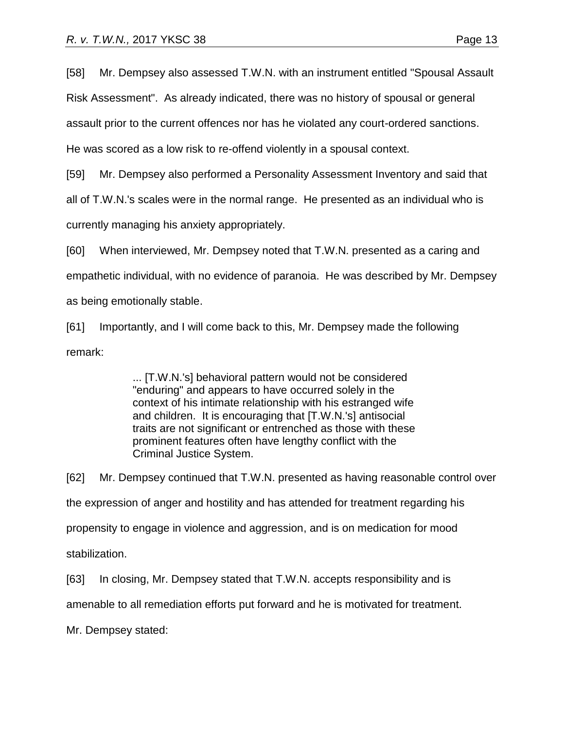[58] Mr. Dempsey also assessed T.W.N. with an instrument entitled "Spousal Assault Risk Assessment". As already indicated, there was no history of spousal or general assault prior to the current offences nor has he violated any court-ordered sanctions. He was scored as a low risk to re-offend violently in a spousal context.

[59] Mr. Dempsey also performed a Personality Assessment Inventory and said that all of T.W.N.'s scales were in the normal range. He presented as an individual who is currently managing his anxiety appropriately.

[60] When interviewed, Mr. Dempsey noted that T.W.N. presented as a caring and empathetic individual, with no evidence of paranoia. He was described by Mr. Dempsey as being emotionally stable.

[61] Importantly, and I will come back to this, Mr. Dempsey made the following remark:

> ... [T.W.N.'s] behavioral pattern would not be considered "enduring" and appears to have occurred solely in the context of his intimate relationship with his estranged wife and children. It is encouraging that [T.W.N.'s] antisocial traits are not significant or entrenched as those with these prominent features often have lengthy conflict with the Criminal Justice System.

[62] Mr. Dempsey continued that T.W.N. presented as having reasonable control over the expression of anger and hostility and has attended for treatment regarding his propensity to engage in violence and aggression, and is on medication for mood stabilization.

[63] In closing, Mr. Dempsey stated that T.W.N. accepts responsibility and is amenable to all remediation efforts put forward and he is motivated for treatment. Mr. Dempsey stated: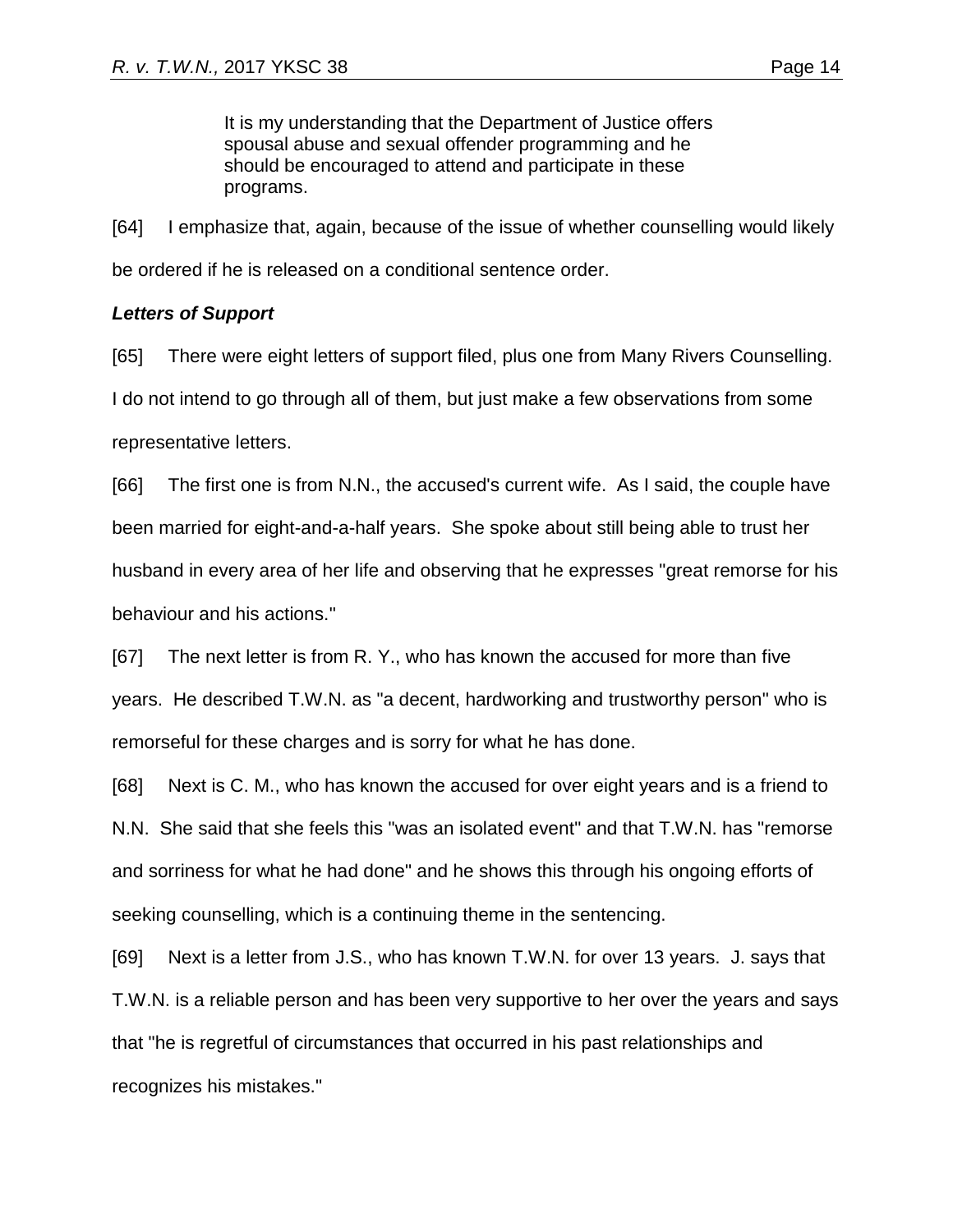> It is my understanding that the Department of Justice offers spousal abuse and sexual offender programming and he should be encouraged to attend and participate in these programs.

[64] I emphasize that, again, because of the issue of whether counselling would likely be ordered if he is released on a conditional sentence order.

***Letters of Support***

[65] There were eight letters of support filed, plus one from Many Rivers Counselling. I do not intend to go through all of them, but just make a few observations from some representative letters.

[66] The first one is from N.N., the accused's current wife. As I said, the couple have been married for eight-and-a-half years. She spoke about still being able to trust her husband in every area of her life and observing that he expresses "great remorse for his behaviour and his actions."

[67] The next letter is from R. Y., who has known the accused for more than five years. He described T.W.N. as "a decent, hardworking and trustworthy person" who is remorseful for these charges and is sorry for what he has done.

[68] Next is C. M., who has known the accused for over eight years and is a friend to N.N. She said that she feels this "was an isolated event" and that T.W.N. has "remorse and sorriness for what he had done" and he shows this through his ongoing efforts of seeking counselling, which is a continuing theme in the sentencing.

[69] Next is a letter from J.S., who has known T.W.N. for over 13 years. J. says that T.W.N. is a reliable person and has been very supportive to her over the years and says that "he is regretful of circumstances that occurred in his past relationships and recognizes his mistakes."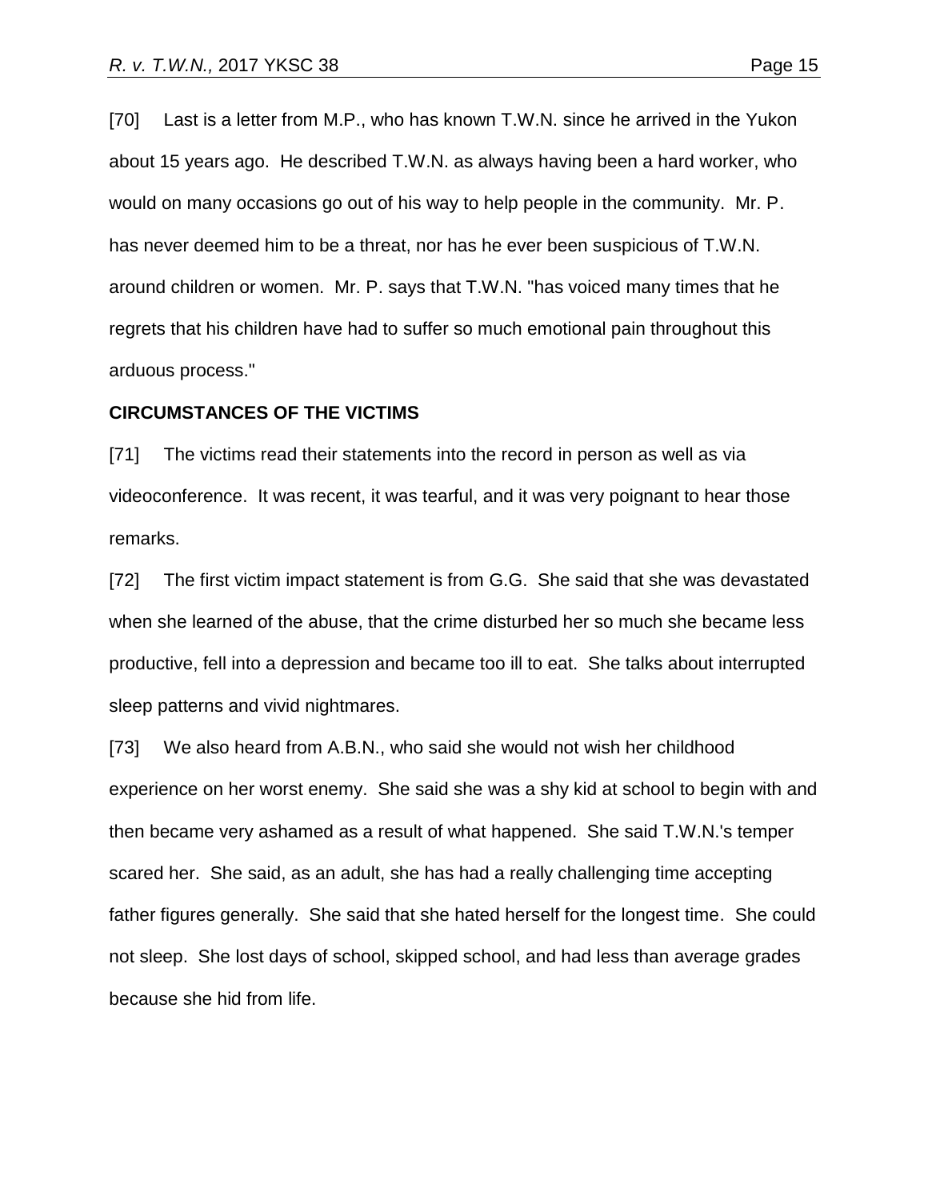[70] Last is a letter from M.P., who has known T.W.N. since he arrived in the Yukon about 15 years ago. He described T.W.N. as always having been a hard worker, who would on many occasions go out of his way to help people in the community. Mr. P. has never deemed him to be a threat, nor has he ever been suspicious of T.W.N. around children or women. Mr. P. says that T.W.N. "has voiced many times that he regrets that his children have had to suffer so much emotional pain throughout this arduous process."

**CIRCUMSTANCES OF THE VICTIMS**

[71] The victims read their statements into the record in person as well as via videoconference. It was recent, it was tearful, and it was very poignant to hear those remarks.

[72] The first victim impact statement is from G.G. She said that she was devastated when she learned of the abuse, that the crime disturbed her so much she became less productive, fell into a depression and became too ill to eat. She talks about interrupted sleep patterns and vivid nightmares.

[73] We also heard from A.B.N., who said she would not wish her childhood experience on her worst enemy. She said she was a shy kid at school to begin with and then became very ashamed as a result of what happened. She said T.W.N.'s temper scared her. She said, as an adult, she has had a really challenging time accepting father figures generally. She said that she hated herself for the longest time. She could not sleep. She lost days of school, skipped school, and had less than average grades because she hid from life.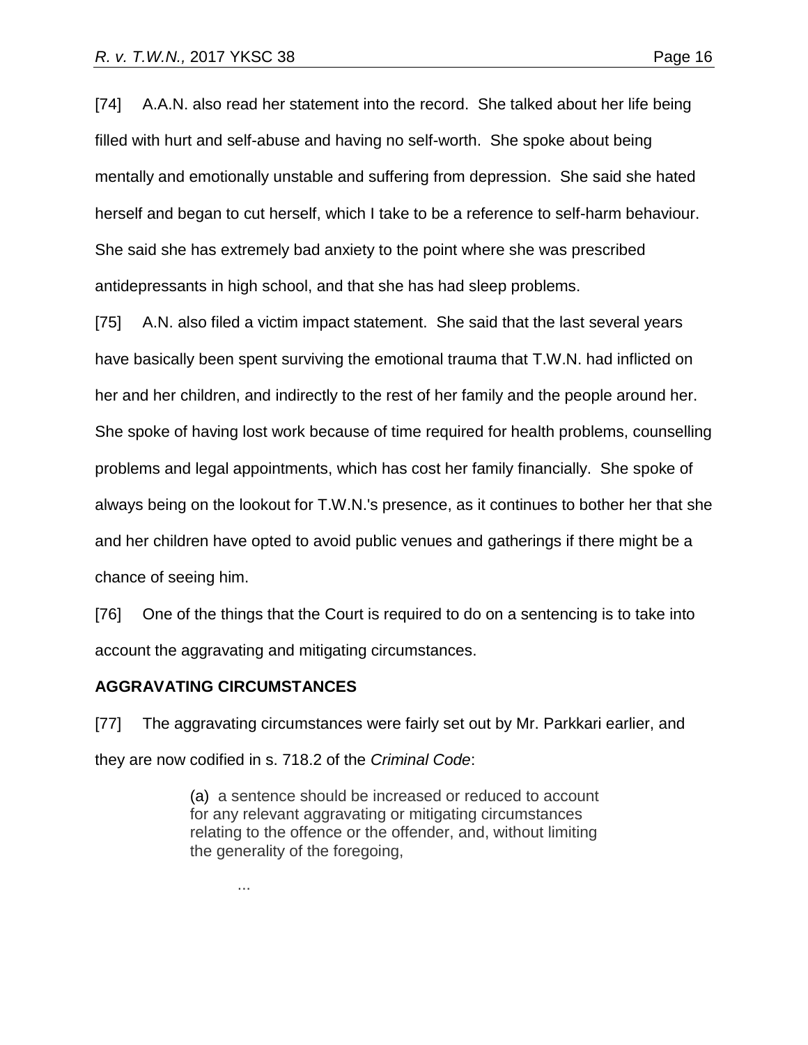[74] A.A.N. also read her statement into the record. She talked about her life being filled with hurt and self-abuse and having no self-worth. She spoke about being mentally and emotionally unstable and suffering from depression. She said she hated herself and began to cut herself, which I take to be a reference to self-harm behaviour. She said she has extremely bad anxiety to the point where she was prescribed antidepressants in high school, and that she has had sleep problems.

[75] A.N. also filed a victim impact statement. She said that the last several years have basically been spent surviving the emotional trauma that T.W.N. had inflicted on her and her children, and indirectly to the rest of her family and the people around her. She spoke of having lost work because of time required for health problems, counselling problems and legal appointments, which has cost her family financially. She spoke of always being on the lookout for T.W.N.'s presence, as it continues to bother her that she and her children have opted to avoid public venues and gatherings if there might be a chance of seeing him.

[76] One of the things that the Court is required to do on a sentencing is to take into account the aggravating and mitigating circumstances.

**AGGRAVATING CIRCUMSTANCES**

[77] The aggravating circumstances were fairly set out by Mr. Parkkari earlier, and they are now codified in s. 718.2 of the *Criminal Code*:

> (a) a sentence should be increased or reduced to account for any relevant aggravating or mitigating circumstances relating to the offence or the offender, and, without limiting the generality of the foregoing,
>
> ...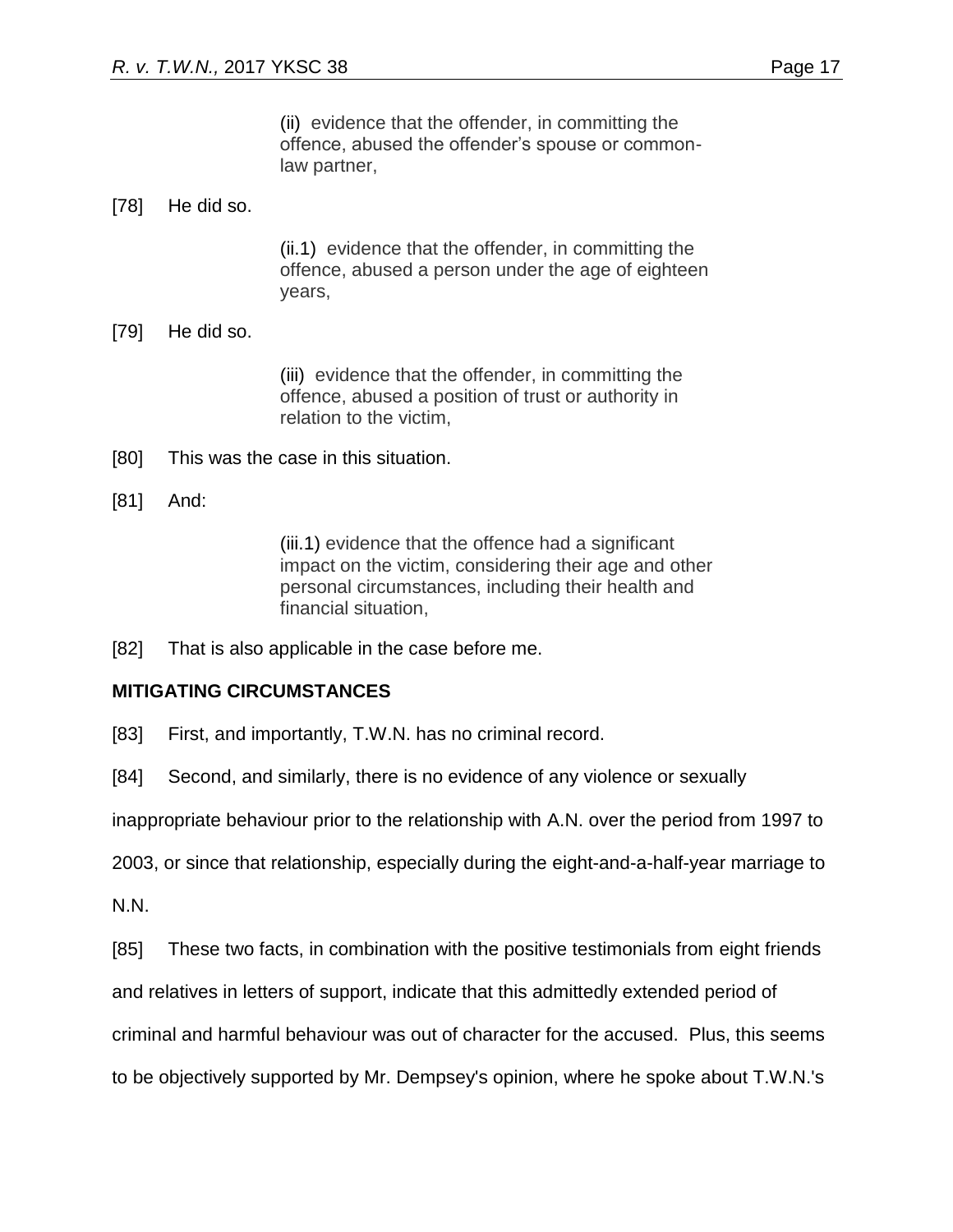> (ii) evidence that the offender, in committing the offence, abused the offender's spouse or common-law partner,

[78] He did so.

> (ii.1) evidence that the offender, in committing the offence, abused a person under the age of eighteen years,

[79] He did so.

> (iii) evidence that the offender, in committing the offence, abused a position of trust or authority in relation to the victim,

[80] This was the case in this situation.

[81] And:

> (iii.1) evidence that the offence had a significant impact on the victim, considering their age and other personal circumstances, including their health and financial situation,

[82] That is also applicable in the case before me.

**MITIGATING CIRCUMSTANCES**

[83] First, and importantly, T.W.N. has no criminal record.

[84] Second, and similarly, there is no evidence of any violence or sexually inappropriate behaviour prior to the relationship with A.N. over the period from 1997 to 2003, or since that relationship, especially during the eight-and-a-half-year marriage to N.N.

[85] These two facts, in combination with the positive testimonials from eight friends and relatives in letters of support, indicate that this admittedly extended period of criminal and harmful behaviour was out of character for the accused. Plus, this seems to be objectively supported by Mr. Dempsey's opinion, where he spoke about T.W.N.'s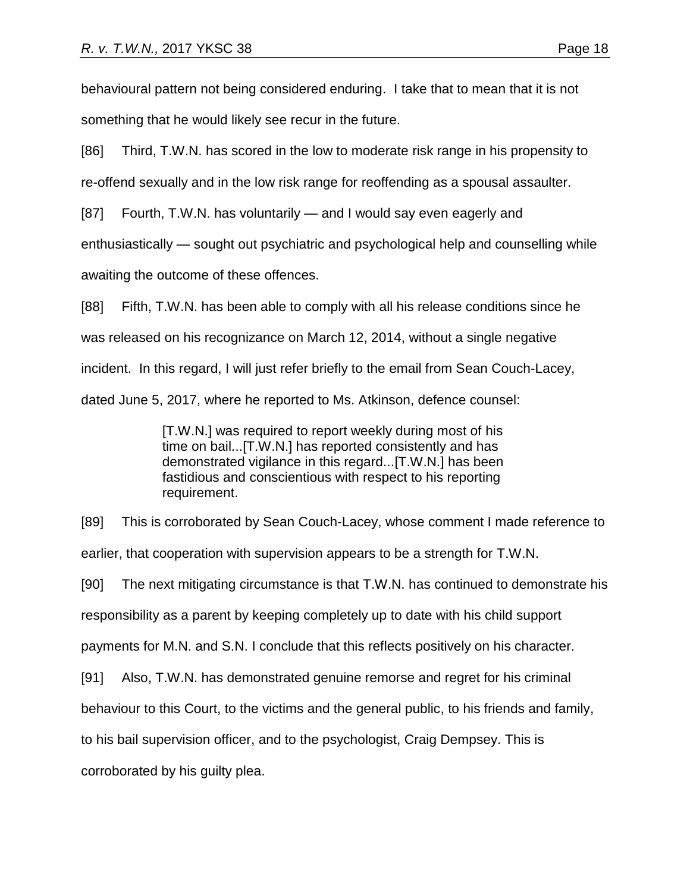behavioural pattern not being considered enduring. I take that to mean that it is not something that he would likely see recur in the future.

[86] Third, T.W.N. has scored in the low to moderate risk range in his propensity to re-offend sexually and in the low risk range for reoffending as a spousal assaulter.

[87] Fourth, T.W.N. has voluntarily — and I would say even eagerly and enthusiastically — sought out psychiatric and psychological help and counselling while awaiting the outcome of these offences.

[88] Fifth, T.W.N. has been able to comply with all his release conditions since he was released on his recognizance on March 12, 2014, without a single negative incident. In this regard, I will just refer briefly to the email from Sean Couch-Lacey, dated June 5, 2017, where he reported to Ms. Atkinson, defence counsel:

> [T.W.N.] was required to report weekly during most of his time on bail...[T.W.N.] has reported consistently and has demonstrated vigilance in this regard...[T.W.N.] has been fastidious and conscientious with respect to his reporting requirement.

[89] This is corroborated by Sean Couch-Lacey, whose comment I made reference to earlier, that cooperation with supervision appears to be a strength for T.W.N.

[90] The next mitigating circumstance is that T.W.N. has continued to demonstrate his responsibility as a parent by keeping completely up to date with his child support payments for M.N. and S.N. I conclude that this reflects positively on his character.

[91] Also, T.W.N. has demonstrated genuine remorse and regret for his criminal behaviour to this Court, to the victims and the general public, to his friends and family, to his bail supervision officer, and to the psychologist, Craig Dempsey. This is corroborated by his guilty plea.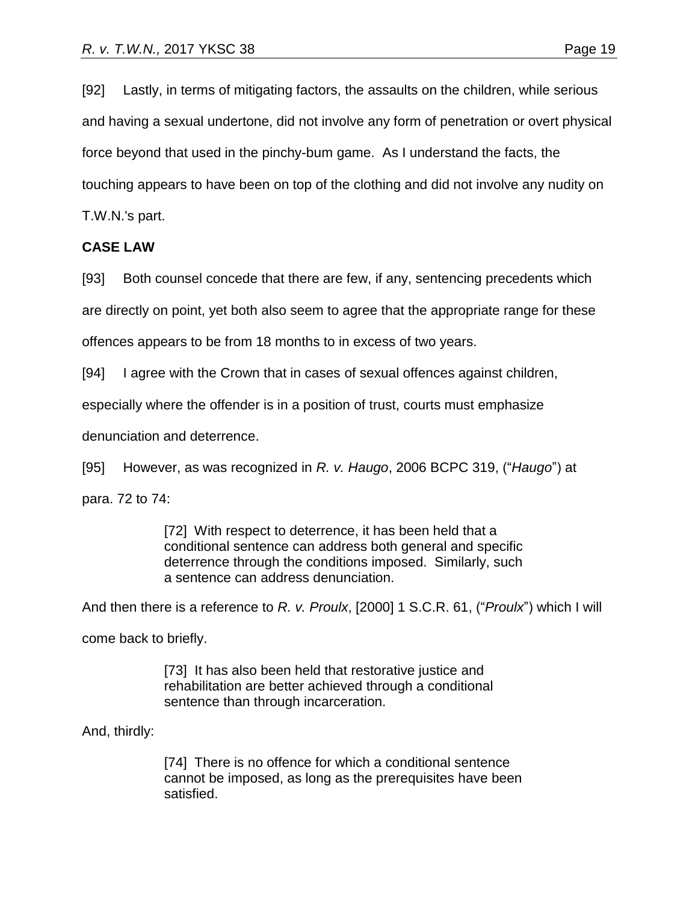[92] Lastly, in terms of mitigating factors, the assaults on the children, while serious and having a sexual undertone, did not involve any form of penetration or overt physical force beyond that used in the pinchy-bum game. As I understand the facts, the touching appears to have been on top of the clothing and did not involve any nudity on T.W.N.'s part.

**CASE LAW**

[93] Both counsel concede that there are few, if any, sentencing precedents which are directly on point, yet both also seem to agree that the appropriate range for these offences appears to be from 18 months to in excess of two years.

[94] I agree with the Crown that in cases of sexual offences against children, especially where the offender is in a position of trust, courts must emphasize denunciation and deterrence.

[95] However, as was recognized in *R. v. Haugo*, 2006 BCPC 319, ("*Haugo*") at para. 72 to 74:

> [72] With respect to deterrence, it has been held that a conditional sentence can address both general and specific deterrence through the conditions imposed. Similarly, such a sentence can address denunciation.

And then there is a reference to *R. v. Proulx*, [2000] 1 S.C.R. 61, ("*Proulx*") which I will come back to briefly.

> [73] It has also been held that restorative justice and rehabilitation are better achieved through a conditional sentence than through incarceration.

And, thirdly:

> [74] There is no offence for which a conditional sentence cannot be imposed, as long as the prerequisites have been satisfied.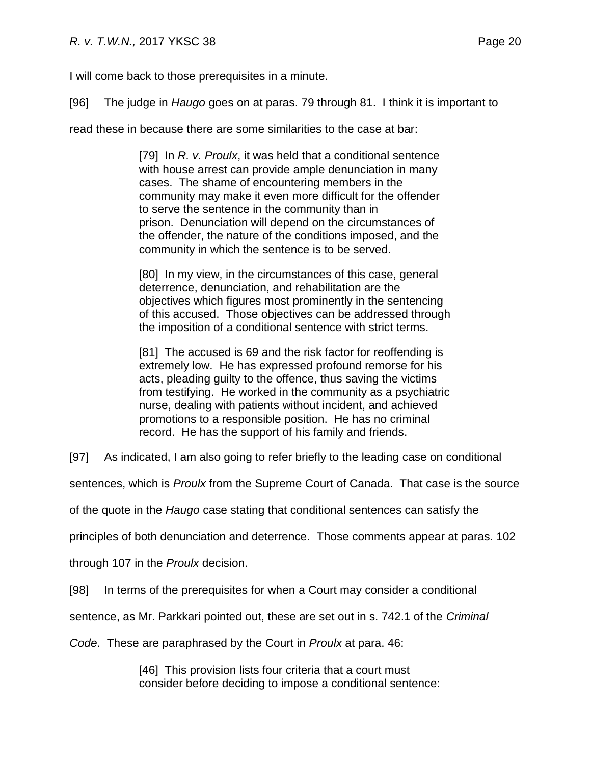I will come back to those prerequisites in a minute.

[96] The judge in *Haugo* goes on at paras. 79 through 81. I think it is important to read these in because there are some similarities to the case at bar:

> [79] In *R. v. Proulx*, it was held that a conditional sentence with house arrest can provide ample denunciation in many cases. The shame of encountering members in the community may make it even more difficult for the offender to serve the sentence in the community than in prison. Denunciation will depend on the circumstances of the offender, the nature of the conditions imposed, and the community in which the sentence is to be served.
>
> [80] In my view, in the circumstances of this case, general deterrence, denunciation, and rehabilitation are the objectives which figures most prominently in the sentencing of this accused. Those objectives can be addressed through the imposition of a conditional sentence with strict terms.
>
> [81] The accused is 69 and the risk factor for reoffending is extremely low. He has expressed profound remorse for his acts, pleading guilty to the offence, thus saving the victims from testifying. He worked in the community as a psychiatric nurse, dealing with patients without incident, and achieved promotions to a responsible position. He has no criminal record. He has the support of his family and friends.

[97] As indicated, I am also going to refer briefly to the leading case on conditional sentences, which is *Proulx* from the Supreme Court of Canada. That case is the source of the quote in the *Haugo* case stating that conditional sentences can satisfy the principles of both denunciation and deterrence. Those comments appear at paras. 102 through 107 in the *Proulx* decision.

[98] In terms of the prerequisites for when a Court may consider a conditional sentence, as Mr. Parkkari pointed out, these are set out in s. 742.1 of the *Criminal Code*. These are paraphrased by the Court in *Proulx* at para. 46:

> [46] This provision lists four criteria that a court must consider before deciding to impose a conditional sentence: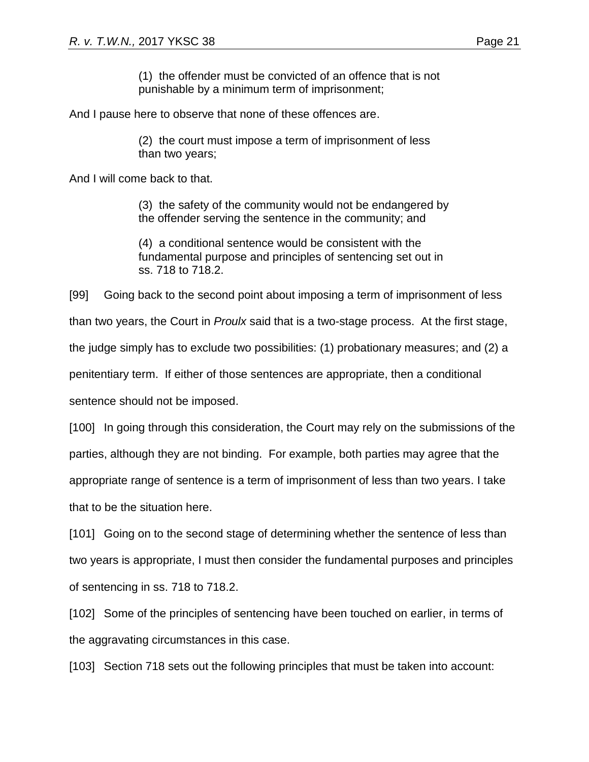> (1) the offender must be convicted of an offence that is not punishable by a minimum term of imprisonment;

And I pause here to observe that none of these offences are.

> (2) the court must impose a term of imprisonment of less than two years;

And I will come back to that.

> (3) the safety of the community would not be endangered by the offender serving the sentence in the community; and
>
> (4) a conditional sentence would be consistent with the fundamental purpose and principles of sentencing set out in ss. 718 to 718.2.

[99] Going back to the second point about imposing a term of imprisonment of less than two years, the Court in *Proulx* said that is a two-stage process. At the first stage, the judge simply has to exclude two possibilities: (1) probationary measures; and (2) a penitentiary term. If either of those sentences are appropriate, then a conditional sentence should not be imposed.

[100] In going through this consideration, the Court may rely on the submissions of the parties, although they are not binding. For example, both parties may agree that the appropriate range of sentence is a term of imprisonment of less than two years. I take that to be the situation here.

[101] Going on to the second stage of determining whether the sentence of less than two years is appropriate, I must then consider the fundamental purposes and principles of sentencing in ss. 718 to 718.2.

[102] Some of the principles of sentencing have been touched on earlier, in terms of the aggravating circumstances in this case.

[103] Section 718 sets out the following principles that must be taken into account: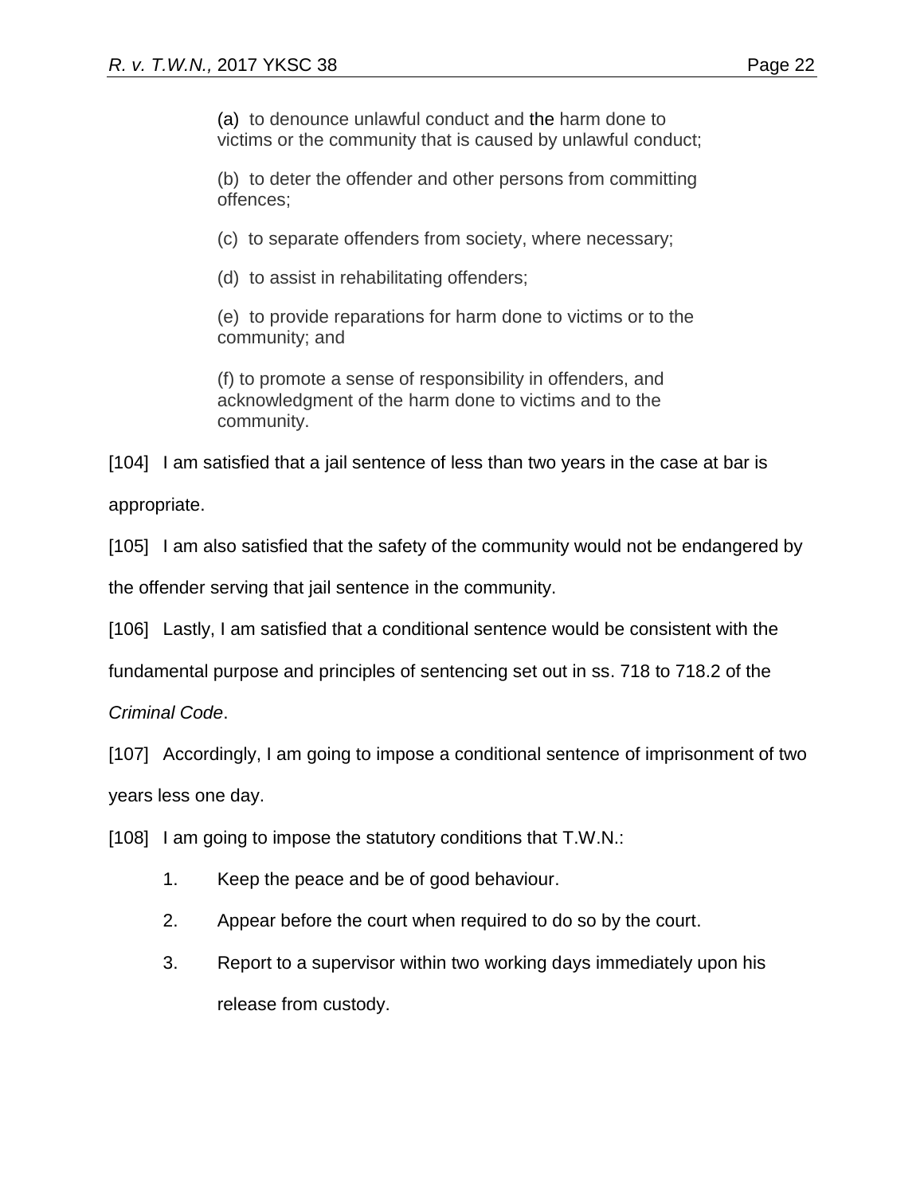> (a) to denounce unlawful conduct and the harm done to victims or the community that is caused by unlawful conduct;
>
> (b) to deter the offender and other persons from committing offences;
>
> (c) to separate offenders from society, where necessary;
>
> (d) to assist in rehabilitating offenders;
>
> (e) to provide reparations for harm done to victims or to the community; and
>
> (f) to promote a sense of responsibility in offenders, and acknowledgment of the harm done to victims and to the community.

[104] I am satisfied that a jail sentence of less than two years in the case at bar is appropriate.

[105] I am also satisfied that the safety of the community would not be endangered by the offender serving that jail sentence in the community.

[106] Lastly, I am satisfied that a conditional sentence would be consistent with the fundamental purpose and principles of sentencing set out in ss. 718 to 718.2 of the *Criminal Code*.

[107] Accordingly, I am going to impose a conditional sentence of imprisonment of two years less one day.

[108] I am going to impose the statutory conditions that T.W.N.:

1. Keep the peace and be of good behaviour.
2. Appear before the court when required to do so by the court.
3. Report to a supervisor within two working days immediately upon his release from custody.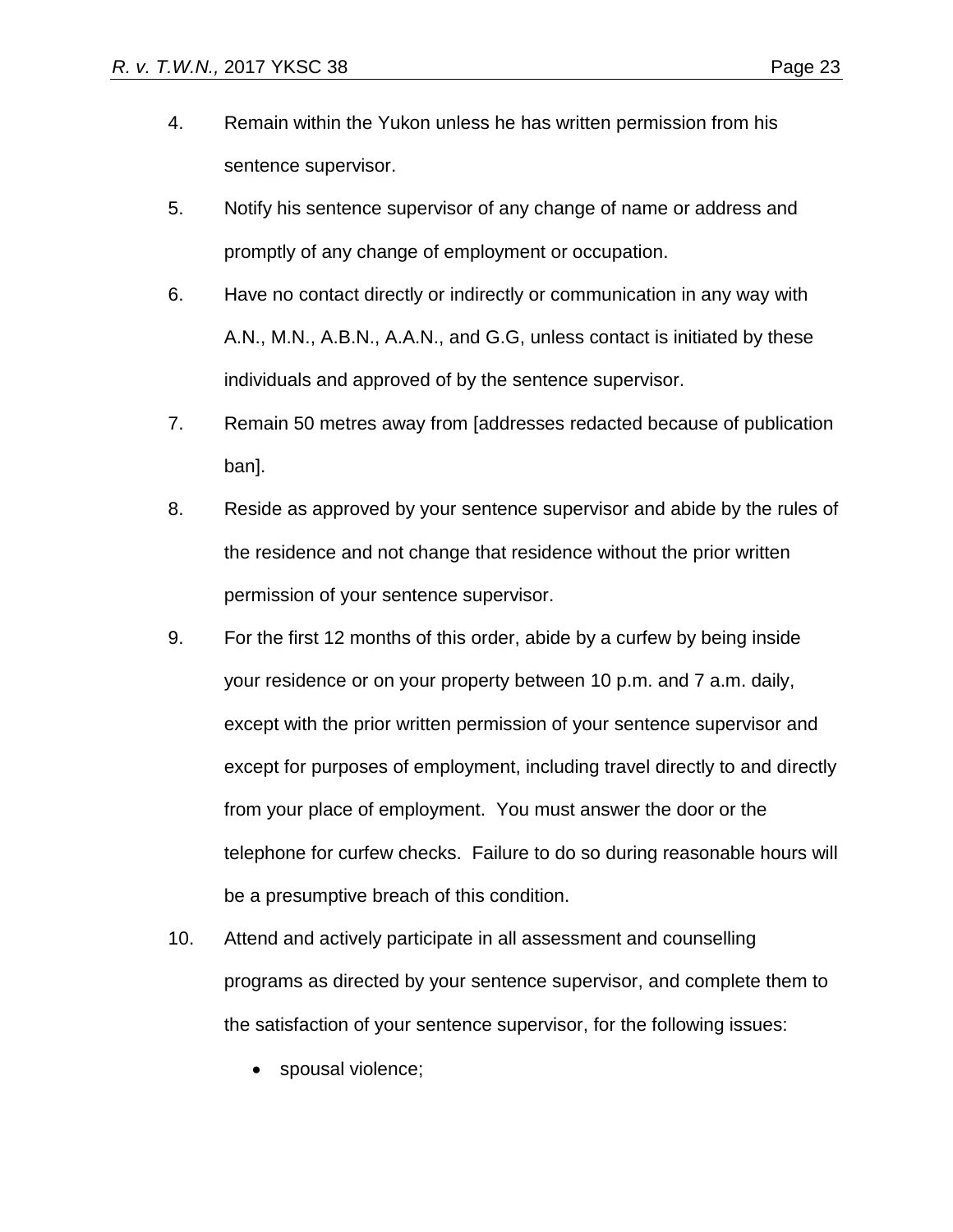4. Remain within the Yukon unless he has written permission from his sentence supervisor.

5. Notify his sentence supervisor of any change of name or address and promptly of any change of employment or occupation.

6. Have no contact directly or indirectly or communication in any way with A.N., M.N., A.B.N., A.A.N., and G.G, unless contact is initiated by these individuals and approved of by the sentence supervisor.

7. Remain 50 metres away from [addresses redacted because of publication ban].

8. Reside as approved by your sentence supervisor and abide by the rules of the residence and not change that residence without the prior written permission of your sentence supervisor.

9. For the first 12 months of this order, abide by a curfew by being inside your residence or on your property between 10 p.m. and 7 a.m. daily, except with the prior written permission of your sentence supervisor and except for purposes of employment, including travel directly to and directly from your place of employment. You must answer the door or the telephone for curfew checks. Failure to do so during reasonable hours will be a presumptive breach of this condition.

10. Attend and actively participate in all assessment and counselling programs as directed by your sentence supervisor, and complete them to the satisfaction of your sentence supervisor, for the following issues:

    - spousal violence;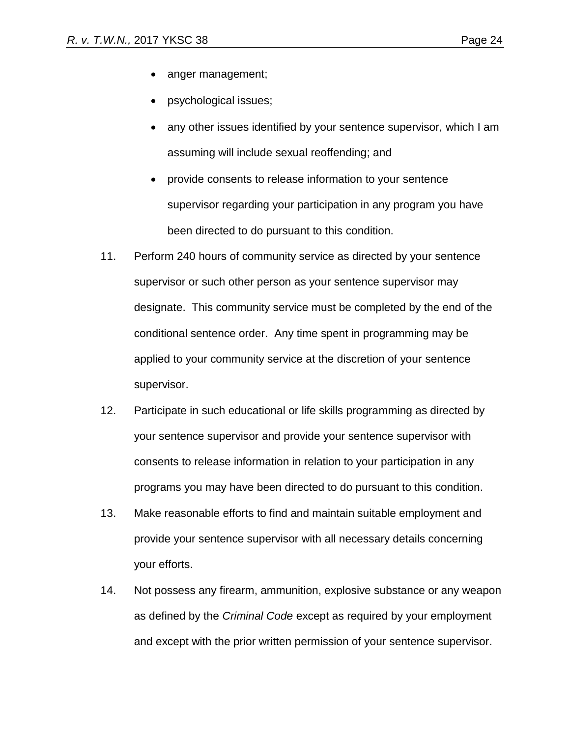- anger management;
- psychological issues;
- any other issues identified by your sentence supervisor, which I am assuming will include sexual reoffending; and
- provide consents to release information to your sentence supervisor regarding your participation in any program you have been directed to do pursuant to this condition.

11. Perform 240 hours of community service as directed by your sentence supervisor or such other person as your sentence supervisor may designate. This community service must be completed by the end of the conditional sentence order. Any time spent in programming may be applied to your community service at the discretion of your sentence supervisor.
12. Participate in such educational or life skills programming as directed by your sentence supervisor and provide your sentence supervisor with consents to release information in relation to your participation in any programs you may have been directed to do pursuant to this condition.
13. Make reasonable efforts to find and maintain suitable employment and provide your sentence supervisor with all necessary details concerning your efforts.
14. Not possess any firearm, ammunition, explosive substance or any weapon as defined by the *Criminal Code* except as required by your employment and except with the prior written permission of your sentence supervisor.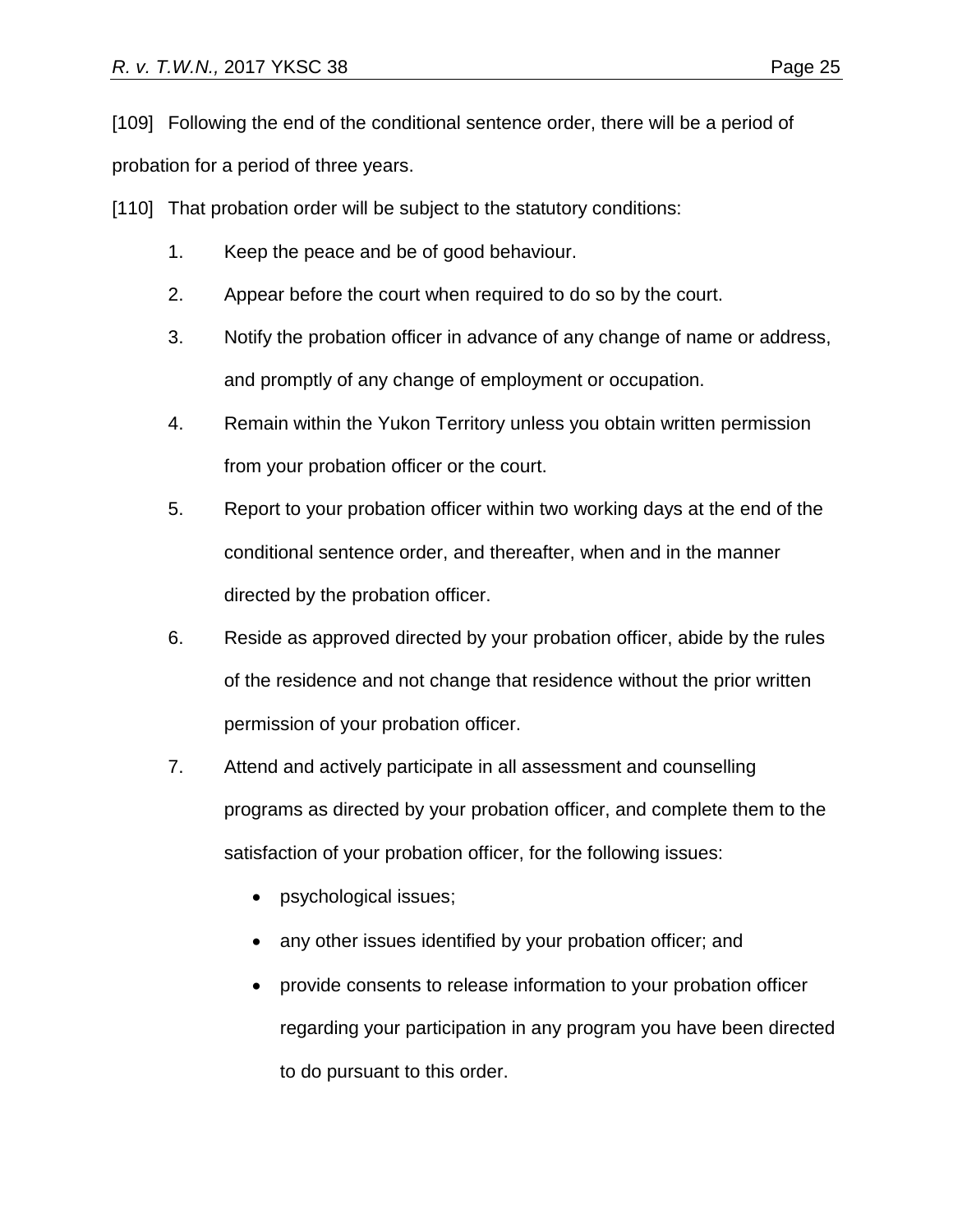[109] Following the end of the conditional sentence order, there will be a period of probation for a period of three years.

[110] That probation order will be subject to the statutory conditions:

1. Keep the peace and be of good behaviour.
2. Appear before the court when required to do so by the court.
3. Notify the probation officer in advance of any change of name or address, and promptly of any change of employment or occupation.
4. Remain within the Yukon Territory unless you obtain written permission from your probation officer or the court.
5. Report to your probation officer within two working days at the end of the conditional sentence order, and thereafter, when and in the manner directed by the probation officer.
6. Reside as approved directed by your probation officer, abide by the rules of the residence and not change that residence without the prior written permission of your probation officer.
7. Attend and actively participate in all assessment and counselling programs as directed by your probation officer, and complete them to the satisfaction of your probation officer, for the following issues:
   - psychological issues;
   - any other issues identified by your probation officer; and
   - provide consents to release information to your probation officer regarding your participation in any program you have been directed to do pursuant to this order.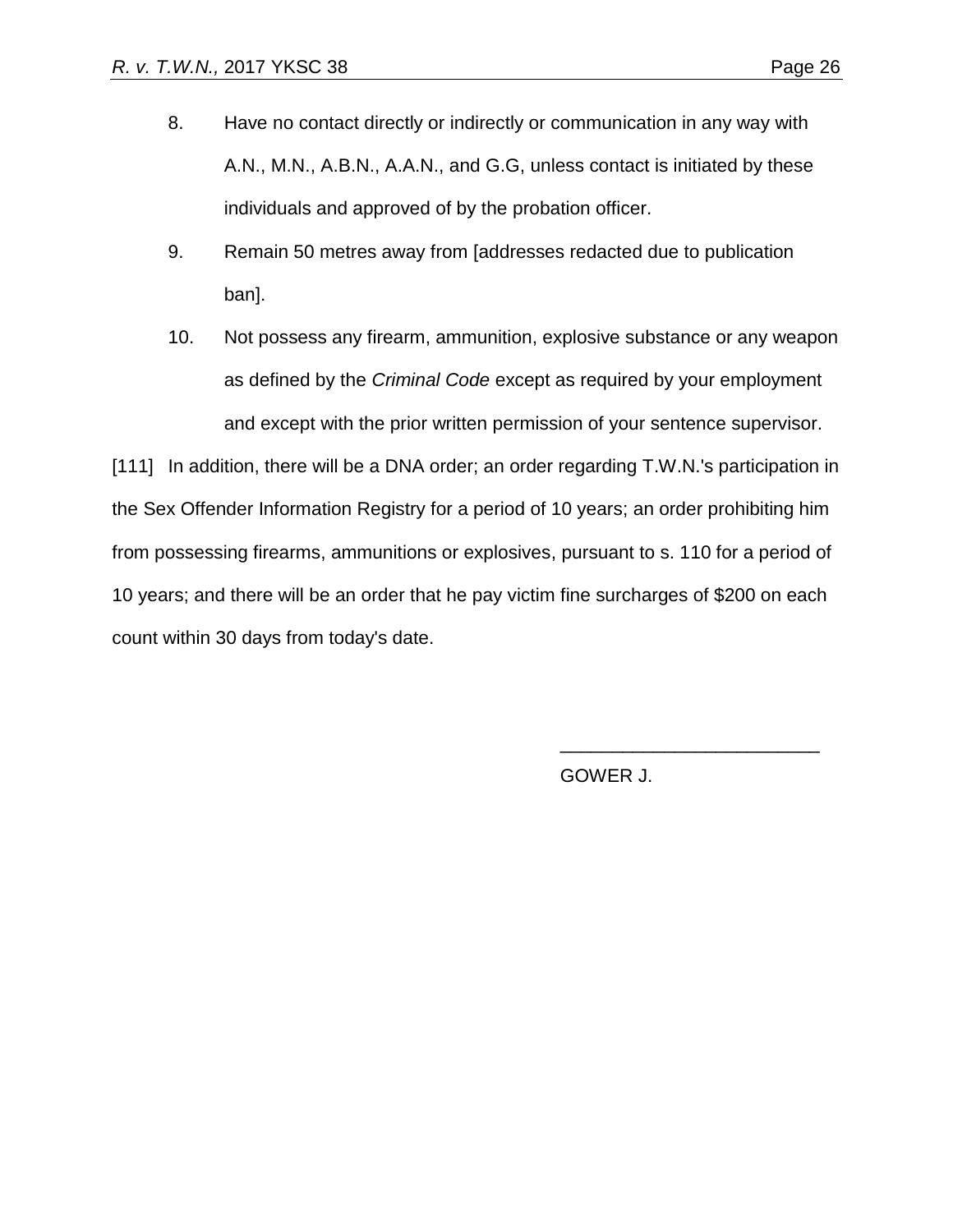8. Have no contact directly or indirectly or communication in any way with A.N., M.N., A.B.N., A.A.N., and G.G, unless contact is initiated by these individuals and approved of by the probation officer.

9. Remain 50 metres away from [addresses redacted due to publication ban].

10. Not possess any firearm, ammunition, explosive substance or any weapon as defined by the *Criminal Code* except as required by your employment and except with the prior written permission of your sentence supervisor.

[111] In addition, there will be a DNA order; an order regarding T.W.N.'s participation in the Sex Offender Information Registry for a period of 10 years; an order prohibiting him from possessing firearms, ammunitions or explosives, pursuant to s. 110 for a period of 10 years; and there will be an order that he pay victim fine surcharges of $200 on each count within 30 days from today's date.

___________________________

GOWER J.